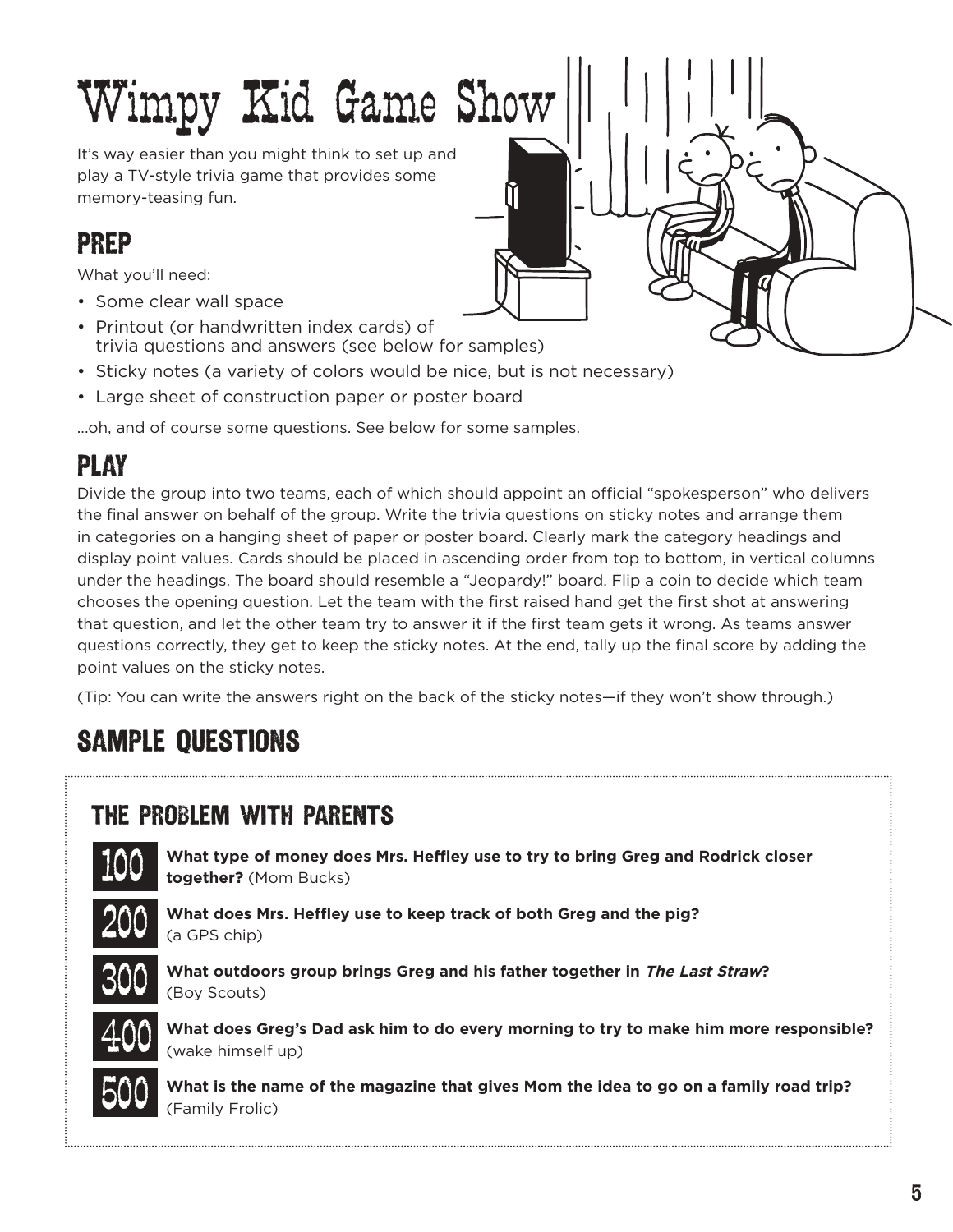# Wimpy Kid Game Show

It's way easier than you might think to set up and play a TV-style trivia game that provides some memory-teasing fun.

## PREP

What you'll need:

- Some clear wall space
- Printout (or handwritten index cards) of trivia questions and answers (see below for samples)
- Sticky notes (a variety of colors would be nice, but is not necessary)
- Large sheet of construction paper or poster board

...oh, and of course some questions. See below for some samples.

## PLAY

Divide the group into two teams, each of which should appoint an official "spokesperson" who delivers the final answer on behalf of the group. Write the trivia questions on sticky notes and arrange them in categories on a hanging sheet of paper or poster board. Clearly mark the category headings and display point values. Cards should be placed in ascending order from top to bottom, in vertical columns under the headings. The board should resemble a "Jeopardy!" board. Flip a coin to decide which team chooses the opening question. Let the team with the first raised hand get the first shot at answering that question, and let the other team try to answer it if the first team gets it wrong. As teams answer questions correctly, they get to keep the sticky notes. At the end, tally up the final score by adding the point values on the sticky notes.

(Tip: You can write the answers right on the back of the sticky notes—if they won't show through.)

## SAMPLE QUESTIONS

### THE PROBLEM WITH PARENTS

**100** **What type of money does Mrs. Heffley use to try to bring Greg and Rodrick closer together?** (Mom Bucks)

**200** **What does Mrs. Heffley use to keep track of both Greg and the pig?** (a GPS chip)

**300** **What outdoors group brings Greg and his father together in *The Last Straw*?** (Boy Scouts)

**400** **What does Greg's Dad ask him to do every morning to try to make him more responsible?** (wake himself up)

**500** **What is the name of the magazine that gives Mom the idea to go on a family road trip?** (Family Frolic)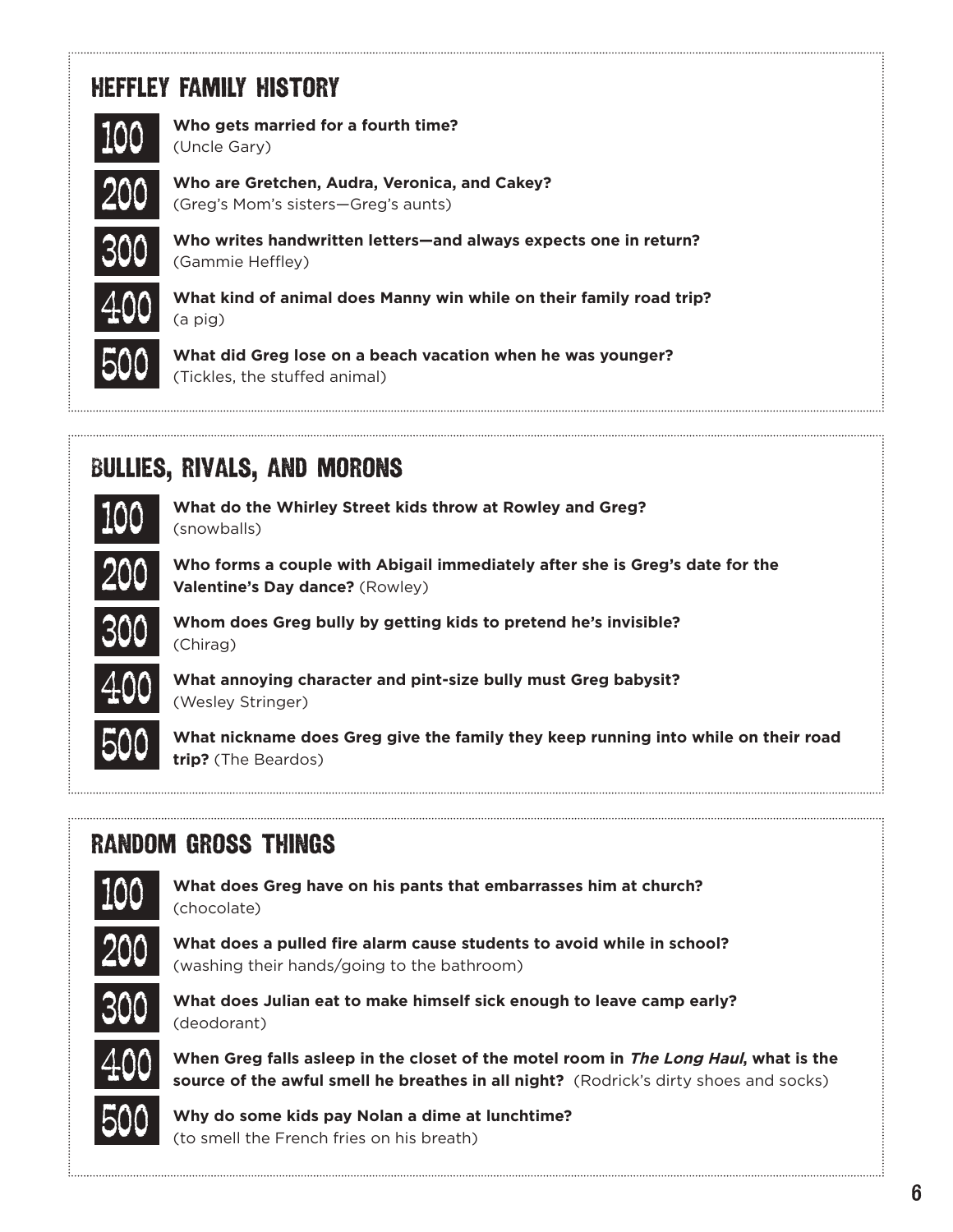## HEFFLEY FAMILY HISTORY

**100** **Who gets married for a fourth time?**
(Uncle Gary)

**200** **Who are Gretchen, Audra, Veronica, and Cakey?**
(Greg's Mom's sisters—Greg's aunts)

**300** **Who writes handwritten letters—and always expects one in return?**
(Gammie Heffley)

**400** **What kind of animal does Manny win while on their family road trip?**
(a pig)

**500** **What did Greg lose on a beach vacation when he was younger?**
(Tickles, the stuffed animal)

## BULLIES, RIVALS, AND MORONS

**100** **What do the Whirley Street kids throw at Rowley and Greg?**
(snowballs)

**200** **Who forms a couple with Abigail immediately after she is Greg's date for the Valentine's Day dance?** (Rowley)

**300** **Whom does Greg bully by getting kids to pretend he's invisible?**
(Chirag)

**400** **What annoying character and pint-size bully must Greg babysit?**
(Wesley Stringer)

**500** **What nickname does Greg give the family they keep running into while on their road trip?** (The Beardos)

## RANDOM GROSS THINGS

**100** **What does Greg have on his pants that embarrasses him at church?**
(chocolate)

**200** **What does a pulled fire alarm cause students to avoid while in school?**
(washing their hands/going to the bathroom)

**300** **What does Julian eat to make himself sick enough to leave camp early?**
(deodorant)

**400** **When Greg falls asleep in the closet of the motel room in *The Long Haul*, what is the source of the awful smell he breathes in all night?** (Rodrick's dirty shoes and socks)

**500** **Why do some kids pay Nolan a dime at lunchtime?**
(to smell the French fries on his breath)